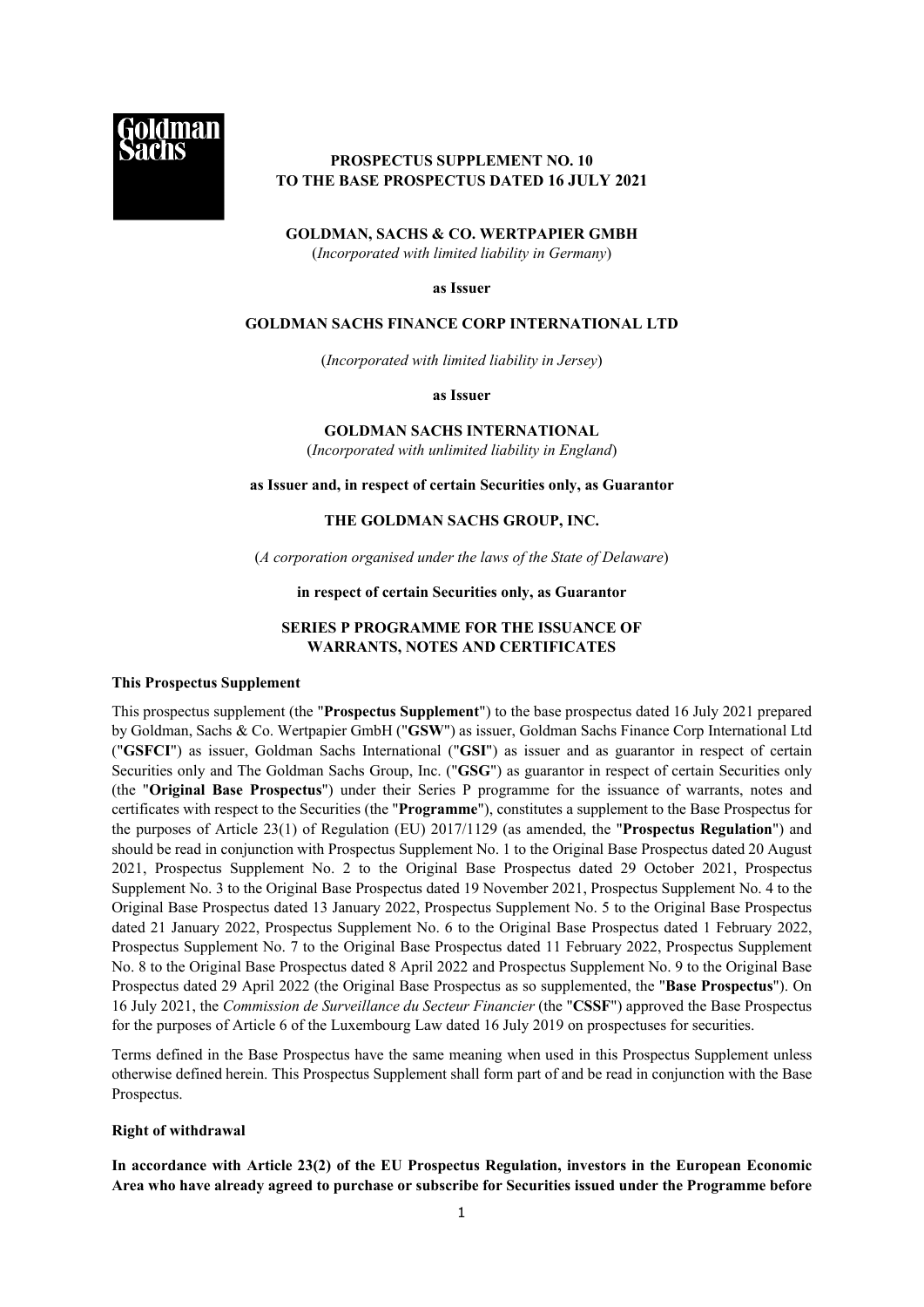**PROSPECTUS SUPPLEMENT NO. 10**
**TO THE BASE PROSPECTUS DATED 16 JULY 2021**

**GOLDMAN, SACHS & CO. WERTPAPIER GMBH**
(*Incorporated with limited liability in Germany*)

**as Issuer**

**GOLDMAN SACHS FINANCE CORP INTERNATIONAL LTD**

(*Incorporated with limited liability in Jersey*)

**as Issuer**

**GOLDMAN SACHS INTERNATIONAL**
(*Incorporated with unlimited liability in England*)

**as Issuer and, in respect of certain Securities only, as Guarantor**

**THE GOLDMAN SACHS GROUP, INC.**

(*A corporation organised under the laws of the State of Delaware*)

**in respect of certain Securities only, as Guarantor**

**SERIES P PROGRAMME FOR THE ISSUANCE OF WARRANTS, NOTES AND CERTIFICATES**

**This Prospectus Supplement**

This prospectus supplement (the "**Prospectus Supplement**") to the base prospectus dated 16 July 2021 prepared by Goldman, Sachs & Co. Wertpapier GmbH ("**GSW**") as issuer, Goldman Sachs Finance Corp International Ltd ("**GSFCI**") as issuer, Goldman Sachs International ("**GSI**") as issuer and as guarantor in respect of certain Securities only and The Goldman Sachs Group, Inc. ("**GSG**") as guarantor in respect of certain Securities only (the "**Original Base Prospectus**") under their Series P programme for the issuance of warrants, notes and certificates with respect to the Securities (the "**Programme**"), constitutes a supplement to the Base Prospectus for the purposes of Article 23(1) of Regulation (EU) 2017/1129 (as amended, the "**Prospectus Regulation**") and should be read in conjunction with Prospectus Supplement No. 1 to the Original Base Prospectus dated 20 August 2021, Prospectus Supplement No. 2 to the Original Base Prospectus dated 29 October 2021, Prospectus Supplement No. 3 to the Original Base Prospectus dated 19 November 2021, Prospectus Supplement No. 4 to the Original Base Prospectus dated 13 January 2022, Prospectus Supplement No. 5 to the Original Base Prospectus dated 21 January 2022, Prospectus Supplement No. 6 to the Original Base Prospectus dated 1 February 2022, Prospectus Supplement No. 7 to the Original Base Prospectus dated 11 February 2022, Prospectus Supplement No. 8 to the Original Base Prospectus dated 8 April 2022 and Prospectus Supplement No. 9 to the Original Base Prospectus dated 29 April 2022 (the Original Base Prospectus as so supplemented, the "**Base Prospectus**"). On 16 July 2021, the *Commission de Surveillance du Secteur Financier* (the "**CSSF**") approved the Base Prospectus for the purposes of Article 6 of the Luxembourg Law dated 16 July 2019 on prospectuses for securities.

Terms defined in the Base Prospectus have the same meaning when used in this Prospectus Supplement unless otherwise defined herein. This Prospectus Supplement shall form part of and be read in conjunction with the Base Prospectus.

**Right of withdrawal**

**In accordance with Article 23(2) of the EU Prospectus Regulation, investors in the European Economic Area who have already agreed to purchase or subscribe for Securities issued under the Programme before**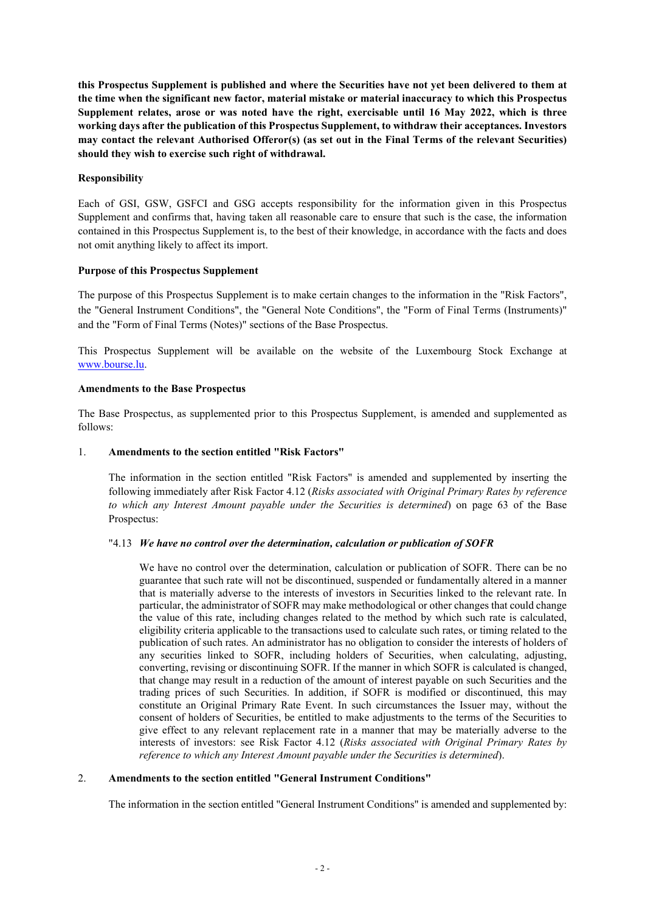**this Prospectus Supplement is published and where the Securities have not yet been delivered to them at the time when the significant new factor, material mistake or material inaccuracy to which this Prospectus Supplement relates, arose or was noted have the right, exercisable until 16 May 2022, which is three working days after the publication of this Prospectus Supplement, to withdraw their acceptances. Investors may contact the relevant Authorised Offeror(s) (as set out in the Final Terms of the relevant Securities) should they wish to exercise such right of withdrawal.**

**Responsibility**

Each of GSI, GSW, GSFCI and GSG accepts responsibility for the information given in this Prospectus Supplement and confirms that, having taken all reasonable care to ensure that such is the case, the information contained in this Prospectus Supplement is, to the best of their knowledge, in accordance with the facts and does not omit anything likely to affect its import.

**Purpose of this Prospectus Supplement**

The purpose of this Prospectus Supplement is to make certain changes to the information in the "Risk Factors", the "General Instrument Conditions", the "General Note Conditions", the "Form of Final Terms (Instruments)" and the "Form of Final Terms (Notes)" sections of the Base Prospectus.

This Prospectus Supplement will be available on the website of the Luxembourg Stock Exchange at www.bourse.lu.

**Amendments to the Base Prospectus**

The Base Prospectus, as supplemented prior to this Prospectus Supplement, is amended and supplemented as follows:

1. **Amendments to the section entitled "Risk Factors"**

   The information in the section entitled "Risk Factors" is amended and supplemented by inserting the following immediately after Risk Factor 4.12 (*Risks associated with Original Primary Rates by reference to which any Interest Amount payable under the Securities is determined*) on page 63 of the Base Prospectus:

   "4.13 ***We have no control over the determination, calculation or publication of SOFR***

   We have no control over the determination, calculation or publication of SOFR. There can be no guarantee that such rate will not be discontinued, suspended or fundamentally altered in a manner that is materially adverse to the interests of investors in Securities linked to the relevant rate. In particular, the administrator of SOFR may make methodological or other changes that could change the value of this rate, including changes related to the method by which such rate is calculated, eligibility criteria applicable to the transactions used to calculate such rates, or timing related to the publication of such rates. An administrator has no obligation to consider the interests of holders of any securities linked to SOFR, including holders of Securities, when calculating, adjusting, converting, revising or discontinuing SOFR. If the manner in which SOFR is calculated is changed, that change may result in a reduction of the amount of interest payable on such Securities and the trading prices of such Securities. In addition, if SOFR is modified or discontinued, this may constitute an Original Primary Rate Event. In such circumstances the Issuer may, without the consent of holders of Securities, be entitled to make adjustments to the terms of the Securities to give effect to any relevant replacement rate in a manner that may be materially adverse to the interests of investors: see Risk Factor 4.12 (*Risks associated with Original Primary Rates by reference to which any Interest Amount payable under the Securities is determined*).

2. **Amendments to the section entitled "General Instrument Conditions"**

   The information in the section entitled "General Instrument Conditions" is amended and supplemented by: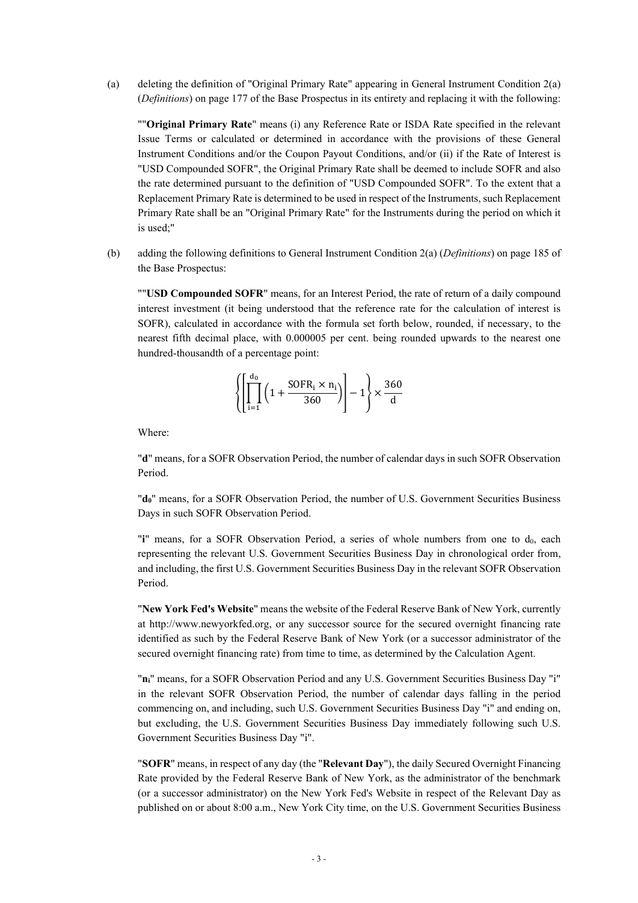(a) deleting the definition of "Original Primary Rate" appearing in General Instrument Condition 2(a) (*Definitions*) on page 177 of the Base Prospectus in its entirety and replacing it with the following:

""**Original Primary Rate**" means (i) any Reference Rate or ISDA Rate specified in the relevant Issue Terms or calculated or determined in accordance with the provisions of these General Instrument Conditions and/or the Coupon Payout Conditions, and/or (ii) if the Rate of Interest is "USD Compounded SOFR", the Original Primary Rate shall be deemed to include SOFR and also the rate determined pursuant to the definition of "USD Compounded SOFR". To the extent that a Replacement Primary Rate is determined to be used in respect of the Instruments, such Replacement Primary Rate shall be an "Original Primary Rate" for the Instruments during the period on which it is used;"

(b) adding the following definitions to General Instrument Condition 2(a) (*Definitions*) on page 185 of the Base Prospectus:

""**USD Compounded SOFR**" means, for an Interest Period, the rate of return of a daily compound interest investment (it being understood that the reference rate for the calculation of interest is SOFR), calculated in accordance with the formula set forth below, rounded, if necessary, to the nearest fifth decimal place, with 0.000005 per cent. being rounded upwards to the nearest one hundred-thousandth of a percentage point:

$$\left\{\left[\prod_{i=1}^{d_0}\left(1+\frac{\text{SOFR}_i \times n_i}{360}\right)\right]-1\right\} \times \frac{360}{d}$$

Where:

"**d**" means, for a SOFR Observation Period, the number of calendar days in such SOFR Observation Period.

"**$d_0$**" means, for a SOFR Observation Period, the number of U.S. Government Securities Business Days in such SOFR Observation Period.

"**i**" means, for a SOFR Observation Period, a series of whole numbers from one to $d_0$, each representing the relevant U.S. Government Securities Business Day in chronological order from, and including, the first U.S. Government Securities Business Day in the relevant SOFR Observation Period.

"**New York Fed's Website**" means the website of the Federal Reserve Bank of New York, currently at http://www.newyorkfed.org, or any successor source for the secured overnight financing rate identified as such by the Federal Reserve Bank of New York (or a successor administrator of the secured overnight financing rate) from time to time, as determined by the Calculation Agent.

"**$n_i$**" means, for a SOFR Observation Period and any U.S. Government Securities Business Day "i" in the relevant SOFR Observation Period, the number of calendar days falling in the period commencing on, and including, such U.S. Government Securities Business Day "i" and ending on, but excluding, the U.S. Government Securities Business Day immediately following such U.S. Government Securities Business Day "i".

"**SOFR**" means, in respect of any day (the "**Relevant Day**"), the daily Secured Overnight Financing Rate provided by the Federal Reserve Bank of New York, as the administrator of the benchmark (or a successor administrator) on the New York Fed's Website in respect of the Relevant Day as published on or about 8:00 a.m., New York City time, on the U.S. Government Securities Business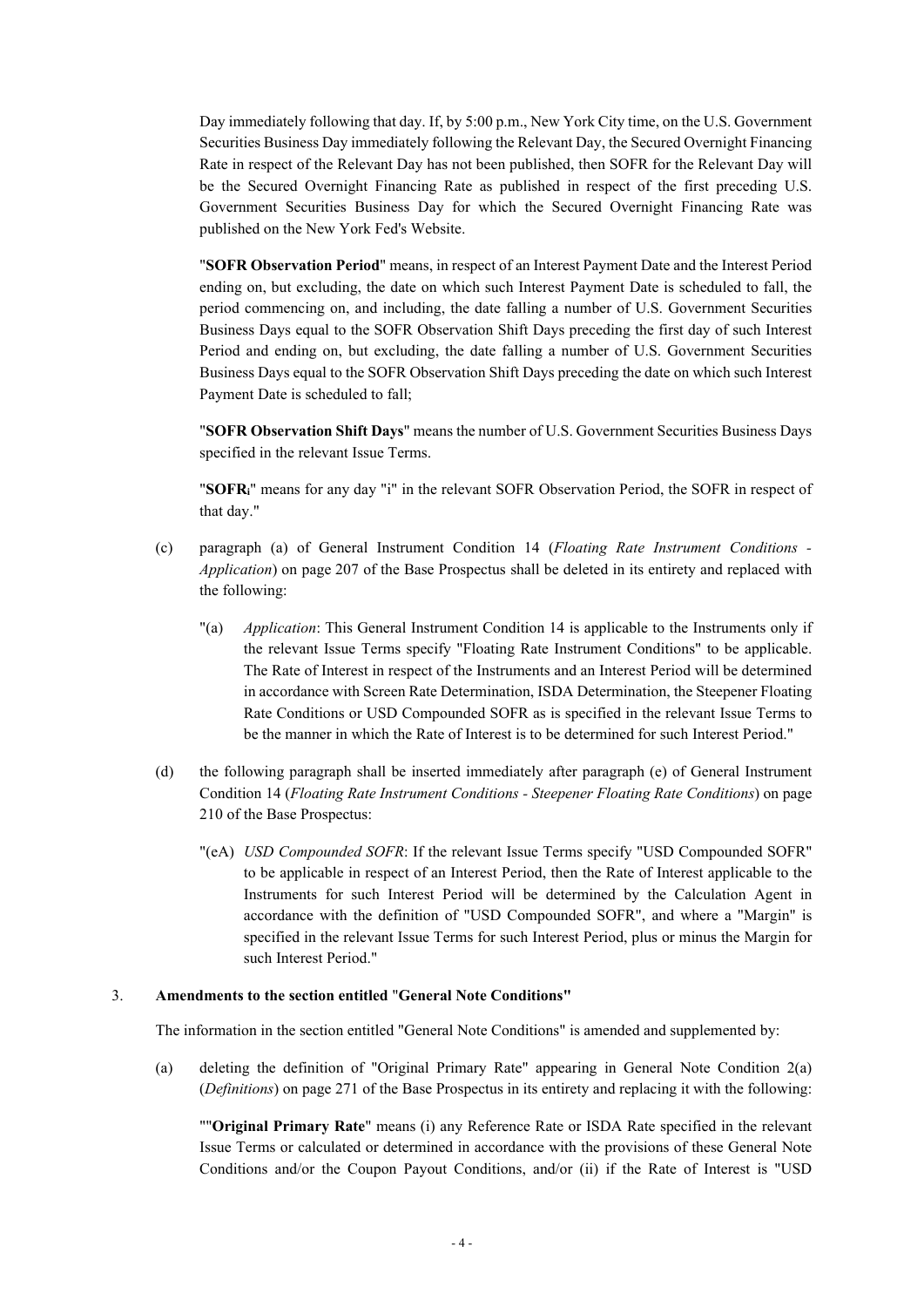Day immediately following that day. If, by 5:00 p.m., New York City time, on the U.S. Government Securities Business Day immediately following the Relevant Day, the Secured Overnight Financing Rate in respect of the Relevant Day has not been published, then SOFR for the Relevant Day will be the Secured Overnight Financing Rate as published in respect of the first preceding U.S. Government Securities Business Day for which the Secured Overnight Financing Rate was published on the New York Fed's Website.

"**SOFR Observation Period**" means, in respect of an Interest Payment Date and the Interest Period ending on, but excluding, the date on which such Interest Payment Date is scheduled to fall, the period commencing on, and including, the date falling a number of U.S. Government Securities Business Days equal to the SOFR Observation Shift Days preceding the first day of such Interest Period and ending on, but excluding, the date falling a number of U.S. Government Securities Business Days equal to the SOFR Observation Shift Days preceding the date on which such Interest Payment Date is scheduled to fall;

"**SOFR Observation Shift Days**" means the number of U.S. Government Securities Business Days specified in the relevant Issue Terms.

"**$SOFR_i$**" means for any day "i" in the relevant SOFR Observation Period, the SOFR in respect of that day."

(c) paragraph (a) of General Instrument Condition 14 (*Floating Rate Instrument Conditions - Application*) on page 207 of the Base Prospectus shall be deleted in its entirety and replaced with the following:

"(a) *Application*: This General Instrument Condition 14 is applicable to the Instruments only if the relevant Issue Terms specify "Floating Rate Instrument Conditions" to be applicable. The Rate of Interest in respect of the Instruments and an Interest Period will be determined in accordance with Screen Rate Determination, ISDA Determination, the Steepener Floating Rate Conditions or USD Compounded SOFR as is specified in the relevant Issue Terms to be the manner in which the Rate of Interest is to be determined for such Interest Period."

(d) the following paragraph shall be inserted immediately after paragraph (e) of General Instrument Condition 14 (*Floating Rate Instrument Conditions - Steepener Floating Rate Conditions*) on page 210 of the Base Prospectus:

"(eA) *USD Compounded SOFR*: If the relevant Issue Terms specify "USD Compounded SOFR" to be applicable in respect of an Interest Period, then the Rate of Interest applicable to the Instruments for such Interest Period will be determined by the Calculation Agent in accordance with the definition of "USD Compounded SOFR", and where a "Margin" is specified in the relevant Issue Terms for such Interest Period, plus or minus the Margin for such Interest Period."

3. **Amendments to the section entitled "General Note Conditions"**

The information in the section entitled "General Note Conditions" is amended and supplemented by:

(a) deleting the definition of "Original Primary Rate" appearing in General Note Condition 2(a) (*Definitions*) on page 271 of the Base Prospectus in its entirety and replacing it with the following:

""**Original Primary Rate**" means (i) any Reference Rate or ISDA Rate specified in the relevant Issue Terms or calculated or determined in accordance with the provisions of these General Note Conditions and/or the Coupon Payout Conditions, and/or (ii) if the Rate of Interest is "USD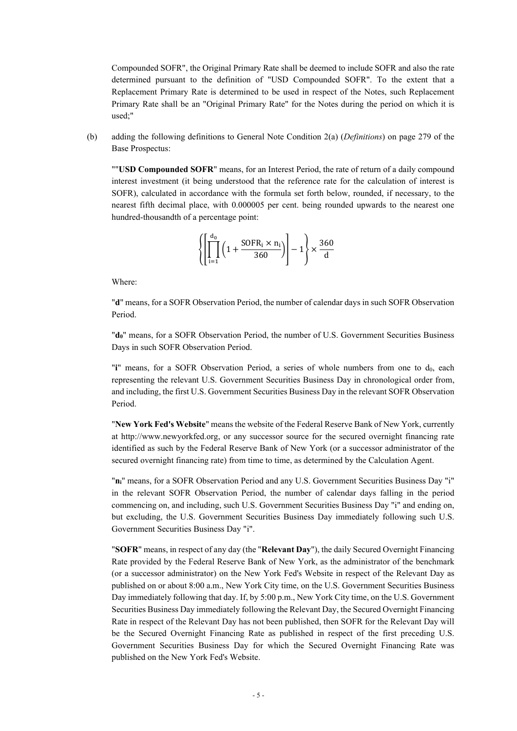Compounded SOFR", the Original Primary Rate shall be deemed to include SOFR and also the rate determined pursuant to the definition of "USD Compounded SOFR". To the extent that a Replacement Primary Rate is determined to be used in respect of the Notes, such Replacement Primary Rate shall be an "Original Primary Rate" for the Notes during the period on which it is used;"

(b) adding the following definitions to General Note Condition 2(a) (*Definitions*) on page 279 of the Base Prospectus:

""**USD Compounded SOFR**" means, for an Interest Period, the rate of return of a daily compound interest investment (it being understood that the reference rate for the calculation of interest is SOFR), calculated in accordance with the formula set forth below, rounded, if necessary, to the nearest fifth decimal place, with 0.000005 per cent. being rounded upwards to the nearest one hundred-thousandth of a percentage point:

$$\left\{\left[\prod_{i=1}^{d_0}\left(1+\frac{\text{SOFR}_i \times n_i}{360}\right)\right]-1\right\} \times \frac{360}{d}$$

Where:

"**d**" means, for a SOFR Observation Period, the number of calendar days in such SOFR Observation Period.

"**$d_0$**" means, for a SOFR Observation Period, the number of U.S. Government Securities Business Days in such SOFR Observation Period.

"**i**" means, for a SOFR Observation Period, a series of whole numbers from one to $d_0$, each representing the relevant U.S. Government Securities Business Day in chronological order from, and including, the first U.S. Government Securities Business Day in the relevant SOFR Observation Period.

"**New York Fed's Website**" means the website of the Federal Reserve Bank of New York, currently at http://www.newyorkfed.org, or any successor source for the secured overnight financing rate identified as such by the Federal Reserve Bank of New York (or a successor administrator of the secured overnight financing rate) from time to time, as determined by the Calculation Agent.

"**$n_i$**" means, for a SOFR Observation Period and any U.S. Government Securities Business Day "i" in the relevant SOFR Observation Period, the number of calendar days falling in the period commencing on, and including, such U.S. Government Securities Business Day "i" and ending on, but excluding, the U.S. Government Securities Business Day immediately following such U.S. Government Securities Business Day "i".

"**SOFR**" means, in respect of any day (the "**Relevant Day**"), the daily Secured Overnight Financing Rate provided by the Federal Reserve Bank of New York, as the administrator of the benchmark (or a successor administrator) on the New York Fed's Website in respect of the Relevant Day as published on or about 8:00 a.m., New York City time, on the U.S. Government Securities Business Day immediately following that day. If, by 5:00 p.m., New York City time, on the U.S. Government Securities Business Day immediately following the Relevant Day, the Secured Overnight Financing Rate in respect of the Relevant Day has not been published, then SOFR for the Relevant Day will be the Secured Overnight Financing Rate as published in respect of the first preceding U.S. Government Securities Business Day for which the Secured Overnight Financing Rate was published on the New York Fed's Website.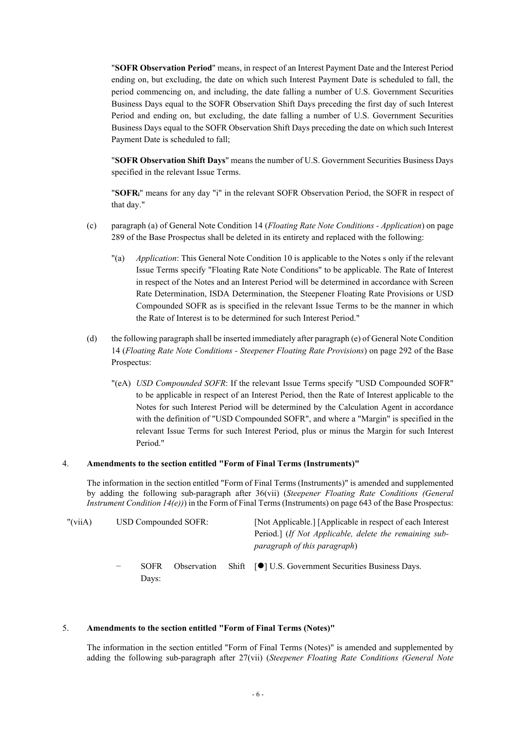"**SOFR Observation Period**" means, in respect of an Interest Payment Date and the Interest Period ending on, but excluding, the date on which such Interest Payment Date is scheduled to fall, the period commencing on, and including, the date falling a number of U.S. Government Securities Business Days equal to the SOFR Observation Shift Days preceding the first day of such Interest Period and ending on, but excluding, the date falling a number of U.S. Government Securities Business Days equal to the SOFR Observation Shift Days preceding the date on which such Interest Payment Date is scheduled to fall;

"**SOFR Observation Shift Days**" means the number of U.S. Government Securities Business Days specified in the relevant Issue Terms.

"**$SOFR_i$**" means for any day "i" in the relevant SOFR Observation Period, the SOFR in respect of that day."

(c) paragraph (a) of General Note Condition 14 (*Floating Rate Note Conditions - Application*) on page 289 of the Base Prospectus shall be deleted in its entirety and replaced with the following:

"(a) *Application*: This General Note Condition 10 is applicable to the Notes s only if the relevant Issue Terms specify "Floating Rate Note Conditions" to be applicable. The Rate of Interest in respect of the Notes and an Interest Period will be determined in accordance with Screen Rate Determination, ISDA Determination, the Steepener Floating Rate Provisions or USD Compounded SOFR as is specified in the relevant Issue Terms to be the manner in which the Rate of Interest is to be determined for such Interest Period."

(d) the following paragraph shall be inserted immediately after paragraph (e) of General Note Condition 14 (*Floating Rate Note Conditions - Steepener Floating Rate Provisions*) on page 292 of the Base Prospectus:

"(eA) *USD Compounded SOFR*: If the relevant Issue Terms specify "USD Compounded SOFR" to be applicable in respect of an Interest Period, then the Rate of Interest applicable to the Notes for such Interest Period will be determined by the Calculation Agent in accordance with the definition of "USD Compounded SOFR", and where a "Margin" is specified in the relevant Issue Terms for such Interest Period, plus or minus the Margin for such Interest Period."

4. **Amendments to the section entitled "Form of Final Terms (Instruments)"**

The information in the section entitled "Form of Final Terms (Instruments)" is amended and supplemented by adding the following sub-paragraph after 36(vii) (*Steepener Floating Rate Conditions (General Instrument Condition 14(e))*) in the Form of Final Terms (Instruments) on page 643 of the Base Prospectus:

| | | |
|---|---|---|
| "(viiA) | USD Compounded SOFR: | [Not Applicable.] [Applicable in respect of each Interest Period.] (*If Not Applicable, delete the remaining sub-paragraph of this paragraph*) |
| | − SOFR Observation Shift Days: | [●] U.S. Government Securities Business Days. |

5. **Amendments to the section entitled "Form of Final Terms (Notes)"**

The information in the section entitled "Form of Final Terms (Notes)" is amended and supplemented by adding the following sub-paragraph after 27(vii) (*Steepener Floating Rate Conditions (General Note*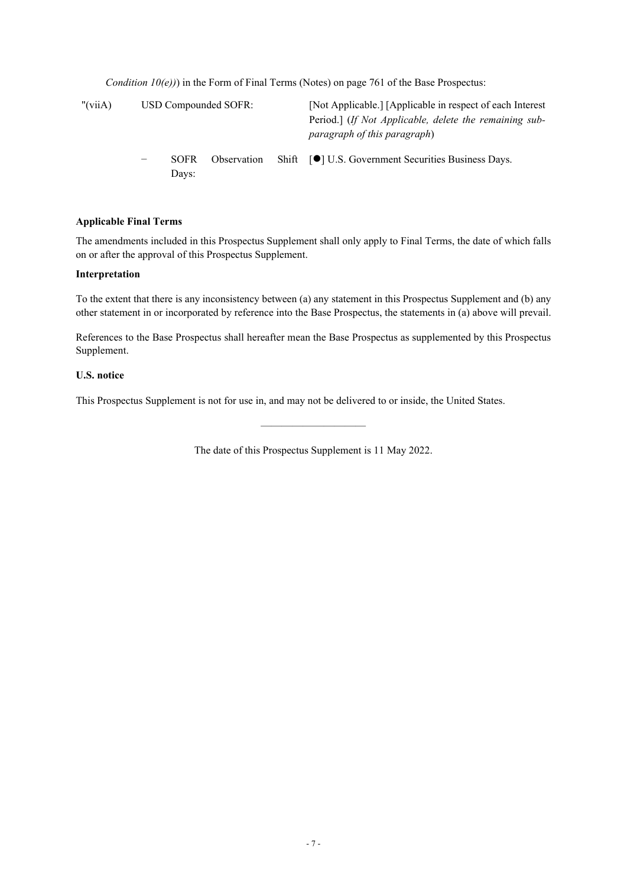*Condition 10(e))*) in the Form of Final Terms (Notes) on page 761 of the Base Prospectus:

| | | |
|---|---|---|
| "(viiA) | USD Compounded SOFR: | [Not Applicable.] [Applicable in respect of each Interest Period.] (*If Not Applicable, delete the remaining sub-paragraph of this paragraph*) |
| | − SOFR Observation Shift Days: | [●] U.S. Government Securities Business Days. |

**Applicable Final Terms**

The amendments included in this Prospectus Supplement shall only apply to Final Terms, the date of which falls on or after the approval of this Prospectus Supplement.

**Interpretation**

To the extent that there is any inconsistency between (a) any statement in this Prospectus Supplement and (b) any other statement in or incorporated by reference into the Base Prospectus, the statements in (a) above will prevail.

References to the Base Prospectus shall hereafter mean the Base Prospectus as supplemented by this Prospectus Supplement.

**U.S. notice**

This Prospectus Supplement is not for use in, and may not be delivered to or inside, the United States.

---

The date of this Prospectus Supplement is 11 May 2022.